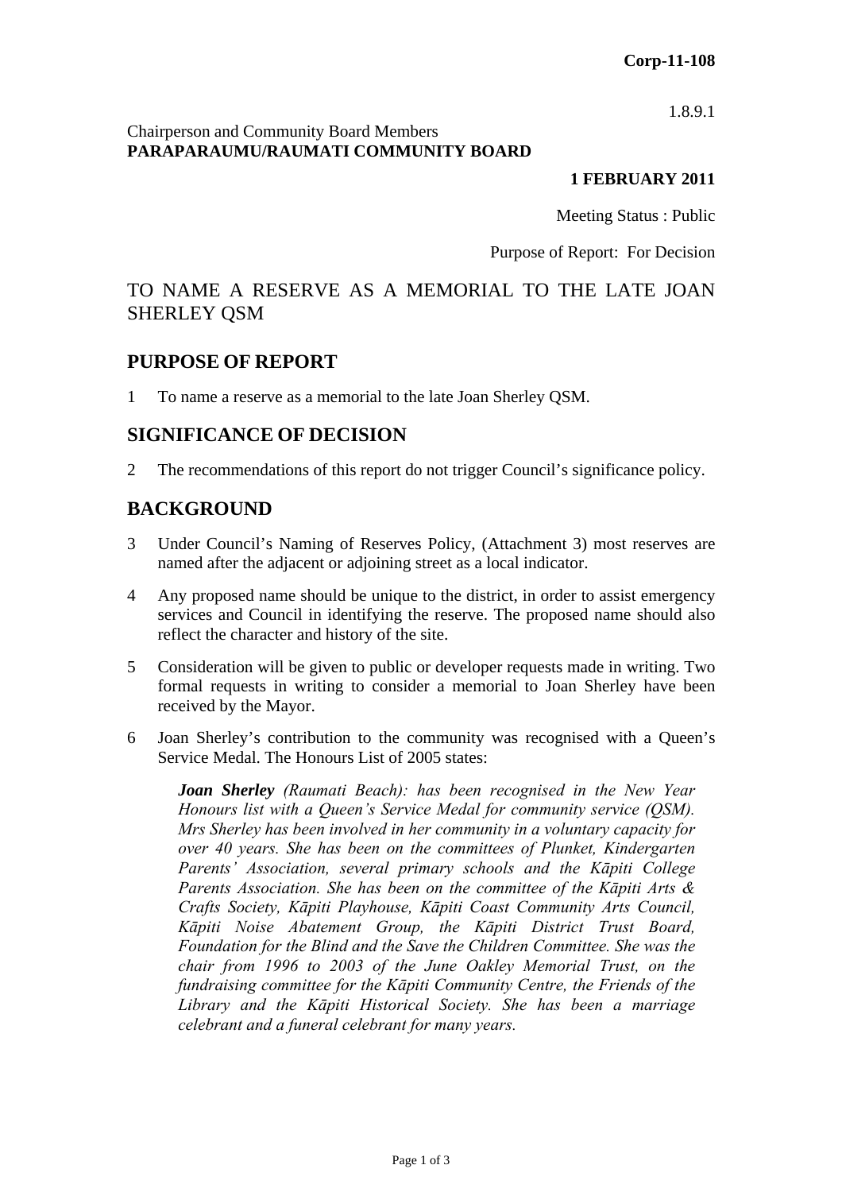**Corp-11-108**

1.8.9.1

Chairperson and Community Board Members
**PARAPARAUMU/RAUMATI COMMUNITY BOARD**

**1 FEBRUARY 2011**

Meeting Status : Public

Purpose of Report: For Decision

# TO NAME A RESERVE AS A MEMORIAL TO THE LATE JOAN SHERLEY QSM

## PURPOSE OF REPORT

1 To name a reserve as a memorial to the late Joan Sherley QSM.

## SIGNIFICANCE OF DECISION

2 The recommendations of this report do not trigger Council's significance policy.

## BACKGROUND

3 Under Council's Naming of Reserves Policy, (Attachment 3) most reserves are named after the adjacent or adjoining street as a local indicator.

4 Any proposed name should be unique to the district, in order to assist emergency services and Council in identifying the reserve. The proposed name should also reflect the character and history of the site.

5 Consideration will be given to public or developer requests made in writing. Two formal requests in writing to consider a memorial to Joan Sherley have been received by the Mayor.

6 Joan Sherley's contribution to the community was recognised with a Queen's Service Medal. The Honours List of 2005 states:

> ***Joan Sherley*** *(Raumati Beach): has been recognised in the New Year Honours list with a Queen's Service Medal for community service (QSM). Mrs Sherley has been involved in her community in a voluntary capacity for over 40 years. She has been on the committees of Plunket, Kindergarten Parents' Association, several primary schools and the Kāpiti College Parents Association. She has been on the committee of the Kāpiti Arts & Crafts Society, Kāpiti Playhouse, Kāpiti Coast Community Arts Council, Kāpiti Noise Abatement Group, the Kāpiti District Trust Board, Foundation for the Blind and the Save the Children Committee. She was the chair from 1996 to 2003 of the June Oakley Memorial Trust, on the fundraising committee for the Kāpiti Community Centre, the Friends of the Library and the Kāpiti Historical Society. She has been a marriage celebrant and a funeral celebrant for many years.*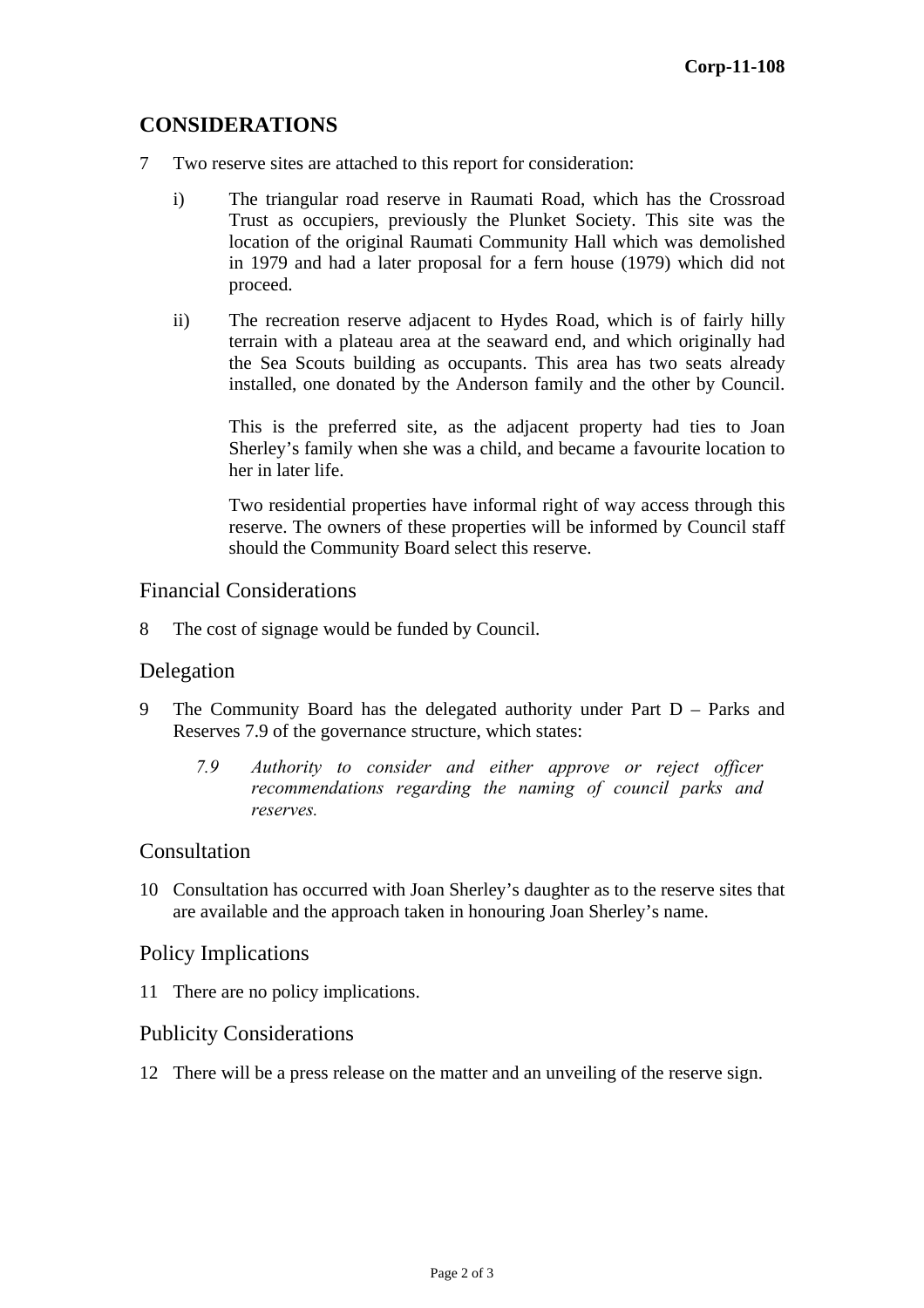## CONSIDERATIONS

7 Two reserve sites are attached to this report for consideration:

   i) The triangular road reserve in Raumati Road, which has the Crossroad Trust as occupiers, previously the Plunket Society. This site was the location of the original Raumati Community Hall which was demolished in 1979 and had a later proposal for a fern house (1979) which did not proceed.

   ii) The recreation reserve adjacent to Hydes Road, which is of fairly hilly terrain with a plateau area at the seaward end, and which originally had the Sea Scouts building as occupants. This area has two seats already installed, one donated by the Anderson family and the other by Council.

   This is the preferred site, as the adjacent property had ties to Joan Sherley's family when she was a child, and became a favourite location to her in later life.

   Two residential properties have informal right of way access through this reserve. The owners of these properties will be informed by Council staff should the Community Board select this reserve.

### Financial Considerations

8 The cost of signage would be funded by Council.

### Delegation

9 The Community Board has the delegated authority under Part D – Parks and Reserves 7.9 of the governance structure, which states:

   *7.9 Authority to consider and either approve or reject officer recommendations regarding the naming of council parks and reserves.*

### Consultation

10 Consultation has occurred with Joan Sherley's daughter as to the reserve sites that are available and the approach taken in honouring Joan Sherley's name.

### Policy Implications

11 There are no policy implications.

### Publicity Considerations

12 There will be a press release on the matter and an unveiling of the reserve sign.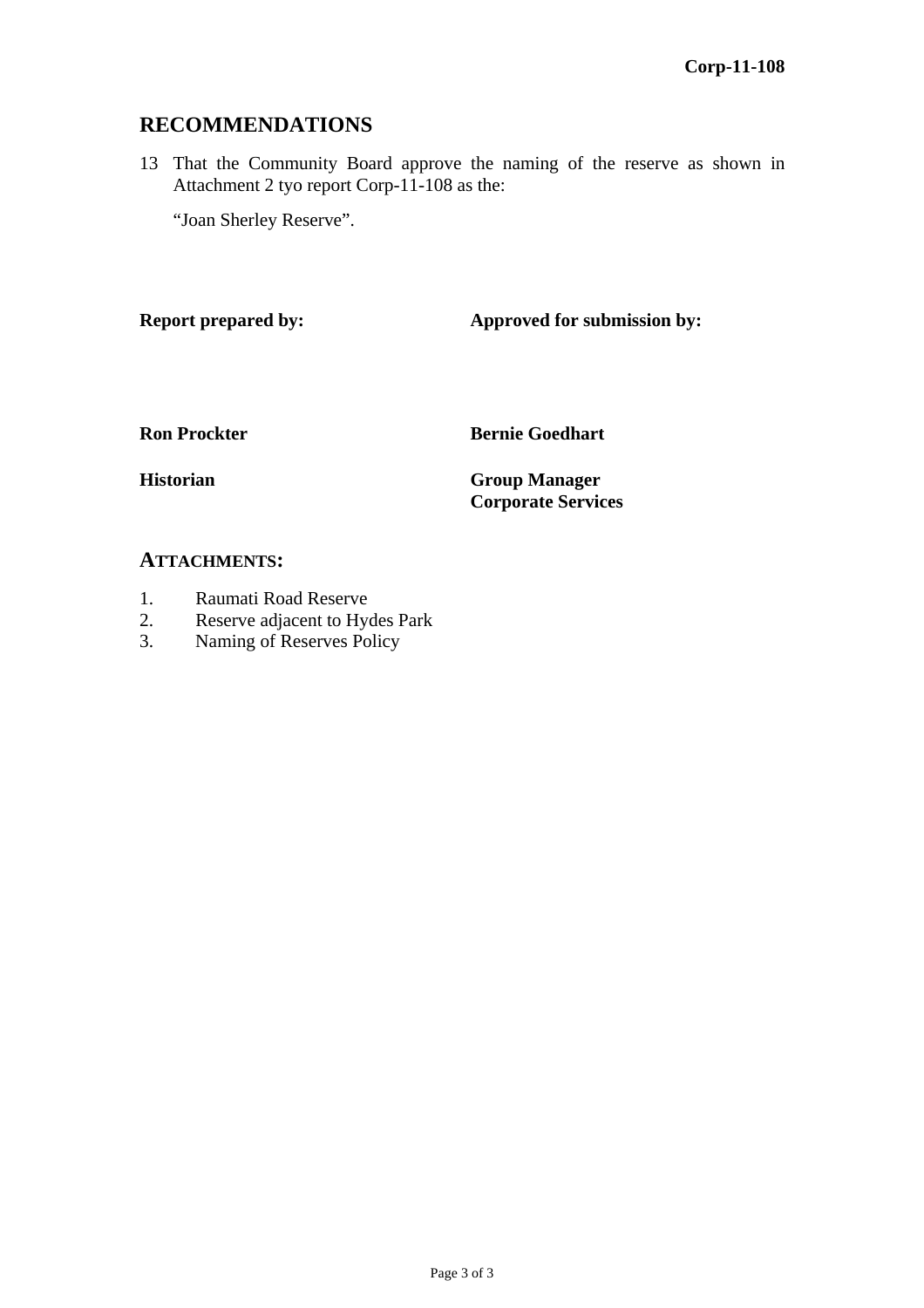## RECOMMENDATIONS

13 That the Community Board approve the naming of the reserve as shown in Attachment 2 tyo report Corp-11-108 as the:

"Joan Sherley Reserve".

| | |
|---|---|
| **Report prepared by:** | **Approved for submission by:** |
| **Ron Prockter** | **Bernie Goedhart** |
| **Historian** | **Group Manager Corporate Services** |

### ATTACHMENTS:

1. Raumati Road Reserve
2. Reserve adjacent to Hydes Park
3. Naming of Reserves Policy